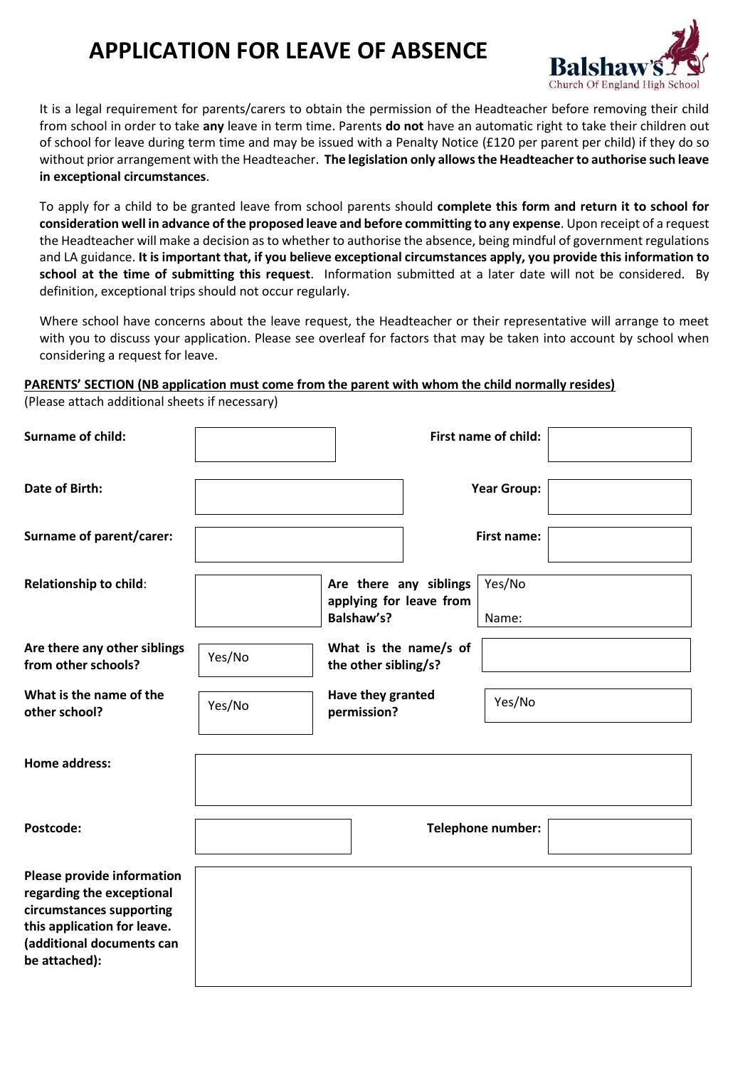# APPLICATION FOR LEAVE OF ABSENCE

Balshaw's Church Of England High School

It is a legal requirement for parents/carers to obtain the permission of the Headteacher before removing their child from school in order to take **any** leave in term time. Parents **do not** have an automatic right to take their children out of school for leave during term time and may be issued with a Penalty Notice (£120 per parent per child) if they do so without prior arrangement with the Headteacher. **The legislation only allows the Headteacher to authorise such leave in exceptional circumstances**.

To apply for a child to be granted leave from school parents should **complete this form and return it to school for consideration well in advance of the proposed leave and before committing to any expense**. Upon receipt of a request the Headteacher will make a decision as to whether to authorise the absence, being mindful of government regulations and LA guidance. **It is important that, if you believe exceptional circumstances apply, you provide this information to school at the time of submitting this request**. Information submitted at a later date will not be considered. By definition, exceptional trips should not occur regularly.

Where school have concerns about the leave request, the Headteacher or their representative will arrange to meet with you to discuss your application. Please see overleaf for factors that may be taken into account by school when considering a request for leave.

**PARENTS' SECTION (NB application must come from the parent with whom the child normally resides)**
(Please attach additional sheets if necessary)

| | | | |
|---|---|---|---|
| **Surname of child:** | | **First name of child:** | |
| **Date of Birth:** | | **Year Group:** | |
| **Surname of parent/carer:** | | **First name:** | |
| **Relationship to child:** | | **Are there any siblings applying for leave from Balshaw's?** | Yes/No Name: |
| **Are there any other siblings from other schools?** | Yes/No | **What is the name/s of the other sibling/s?** | |
| **What is the name of the other school?** | Yes/No | **Have they granted permission?** | Yes/No |
| **Home address:** | | | |
| **Postcode:** | | **Telephone number:** | |
| **Please provide information regarding the exceptional circumstances supporting this application for leave. (additional documents can be attached):** | | | |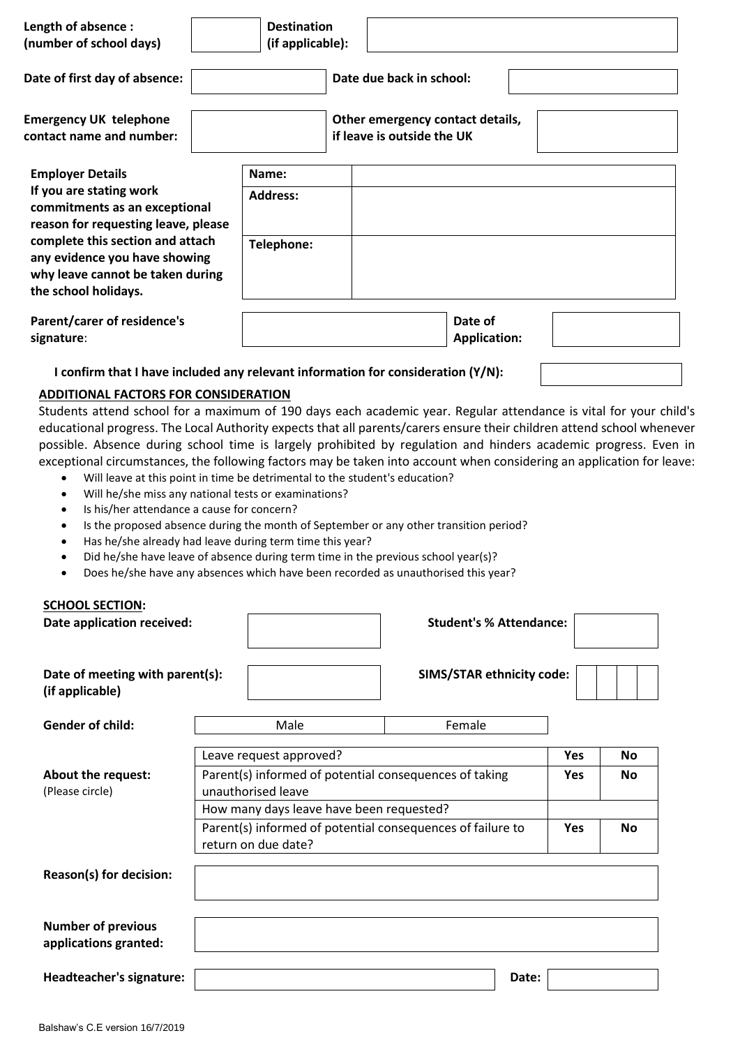| | | | |
|---|---|---|---|
| **Length of absence : (number of school days)** | | **Destination (if applicable):** | |
| **Date of first day of absence:** | | **Date due back in school:** | |
| **Emergency UK telephone contact name and number:** | | **Other emergency contact details, if leave is outside the UK** | |

| | | |
|---|---|---|
| **Employer Details** **If you are stating work commitments as an exceptional reason for requesting leave, please complete this section and attach any evidence you have showing why leave cannot be taken during the school holidays.** | **Name:** | |
| | **Address:** | |
| | **Telephone:** | |

| | | | |
|---|---|---|---|
| **Parent/carer of residence's signature**: | | **Date of Application:** | |

**I confirm that I have included any relevant information for consideration (Y/N):**

**ADDITIONAL FACTORS FOR CONSIDERATION**

Students attend school for a maximum of 190 days each academic year. Regular attendance is vital for your child's educational progress. The Local Authority expects that all parents/carers ensure their children attend school whenever possible. Absence during school time is largely prohibited by regulation and hinders academic progress. Even in exceptional circumstances, the following factors may be taken into account when considering an application for leave:

- Will leave at this point in time be detrimental to the student's education?
- Will he/she miss any national tests or examinations?
- Is his/her attendance a cause for concern?
- Is the proposed absence during the month of September or any other transition period?
- Has he/she already had leave during term time this year?
- Did he/she have leave of absence during term time in the previous school year(s)?
- Does he/she have any absences which have been recorded as unauthorised this year?

**SCHOOL SECTION:**

| | | | |
|---|---|---|---|
| **Date application received:** | | **Student's % Attendance:** | |
| **Date of meeting with parent(s): (if applicable)** | | **SIMS/STAR ethnicity code:** | |

| | | |
|---|---|---|
| **Gender of child:** | Male | Female |

| | | | |
|---|---|---|---|
| **About the request:** (Please circle) | Leave request approved? | **Yes** | **No** |
| | Parent(s) informed of potential consequences of taking unauthorised leave | **Yes** | **No** |
| | How many days leave have been requested? | | |
| | Parent(s) informed of potential consequences of failure to return on due date? | **Yes** | **No** |

| | |
|---|---|
| **Reason(s) for decision:** | |
| **Number of previous applications granted:** | |

| | | | |
|---|---|---|---|
| **Headteacher's signature:** | | **Date:** | |

Balshaw's C.E version 16/7/2019